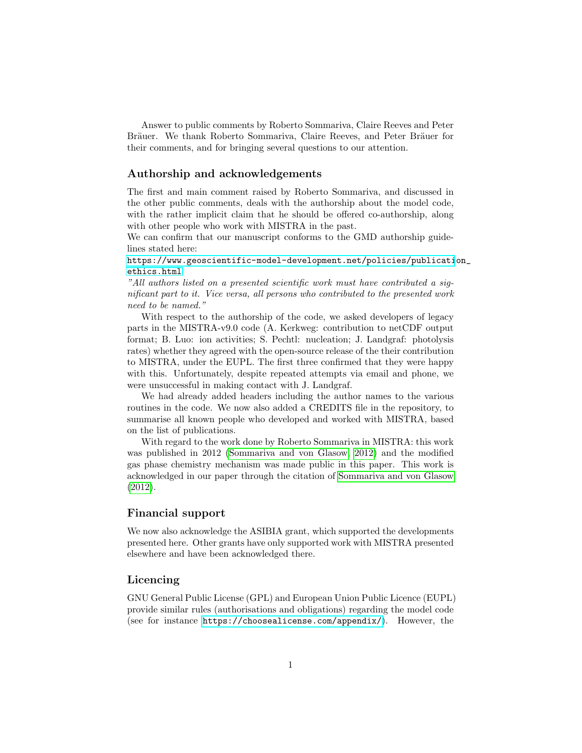Answer to public comments by Roberto Sommariva, Claire Reeves and Peter Bräuer. We thank Roberto Sommariva, Claire Reeves, and Peter Bräuer for their comments, and for bringing several questions to our attention.

## Authorship and acknowledgements

The first and main comment raised by Roberto Sommariva, and discussed in the other public comments, deals with the authorship about the model code, with the rather implicit claim that he should be offered co-authorship, along with other people who work with MISTRA in the past.

We can confirm that our manuscript conforms to the GMD authorship guidelines stated here:

https://www.geoscientific-model-development.net/policies/publication_ethics.html

*"All authors listed on a presented scientific work must have contributed a significant part to it. Vice versa, all persons who contributed to the presented work need to be named."*

With respect to the authorship of the code, we asked developers of legacy parts in the MISTRA-v9.0 code (A. Kerkweg: contribution to netCDF output format; B. Luo: ion activities; S. Pechtl: nucleation; J. Landgraf: photolysis rates) whether they agreed with the open-source release of the their contribution to MISTRA, under the EUPL. The first three confirmed that they were happy with this. Unfortunately, despite repeated attempts via email and phone, we were unsuccessful in making contact with J. Landgraf.

We had already added headers including the author names to the various routines in the code. We now also added a CREDITS file in the repository, to summarise all known people who developed and worked with MISTRA, based on the list of publications.

With regard to the work done by Roberto Sommariva in MISTRA: this work was published in 2012 (Sommariva and von Glasow, 2012) and the modified gas phase chemistry mechanism was made public in this paper. This work is acknowledged in our paper through the citation of Sommariva and von Glasow (2012).

## Financial support

We now also acknowledge the ASIBIA grant, which supported the developments presented here. Other grants have only supported work with MISTRA presented elsewhere and have been acknowledged there.

## Licencing

GNU General Public License (GPL) and European Union Public Licence (EUPL) provide similar rules (authorisations and obligations) regarding the model code (see for instance https://choosealicense.com/appendix/). However, the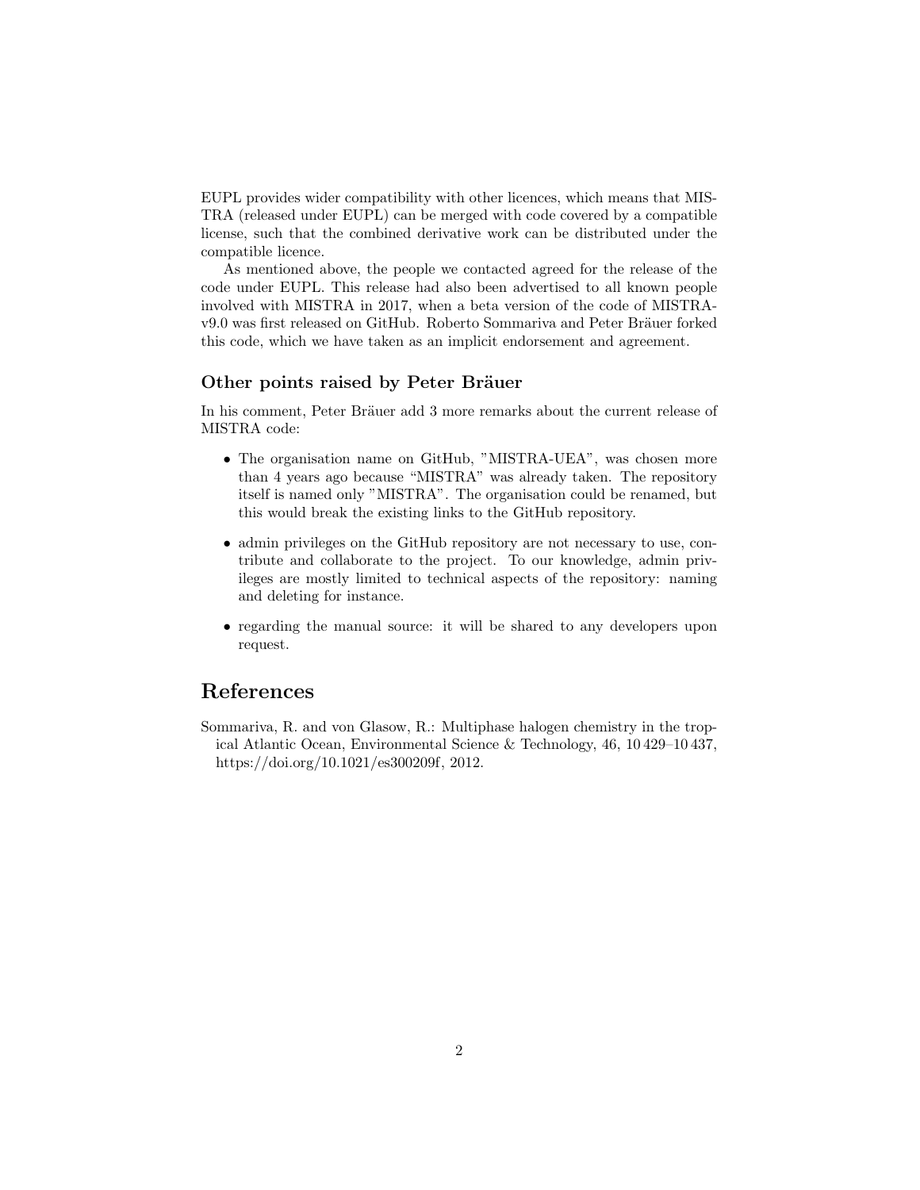EUPL provides wider compatibility with other licences, which means that MISTRA (released under EUPL) can be merged with code covered by a compatible license, such that the combined derivative work can be distributed under the compatible licence.

As mentioned above, the people we contacted agreed for the release of the code under EUPL. This release had also been advertised to all known people involved with MISTRA in 2017, when a beta version of the code of MISTRA-v9.0 was first released on GitHub. Roberto Sommariva and Peter Bräuer forked this code, which we have taken as an implicit endorsement and agreement.

### Other points raised by Peter Bräuer

In his comment, Peter Bräuer add 3 more remarks about the current release of MISTRA code:

- The organisation name on GitHub, "MISTRA-UEA", was chosen more than 4 years ago because "MISTRA" was already taken. The repository itself is named only "MISTRA". The organisation could be renamed, but this would break the existing links to the GitHub repository.
- admin privileges on the GitHub repository are not necessary to use, contribute and collaborate to the project. To our knowledge, admin privileges are mostly limited to technical aspects of the repository: naming and deleting for instance.
- regarding the manual source: it will be shared to any developers upon request.

## References

Sommariva, R. and von Glasow, R.: Multiphase halogen chemistry in the tropical Atlantic Ocean, Environmental Science & Technology, 46, 10 429–10 437, https://doi.org/10.1021/es300209f, 2012.